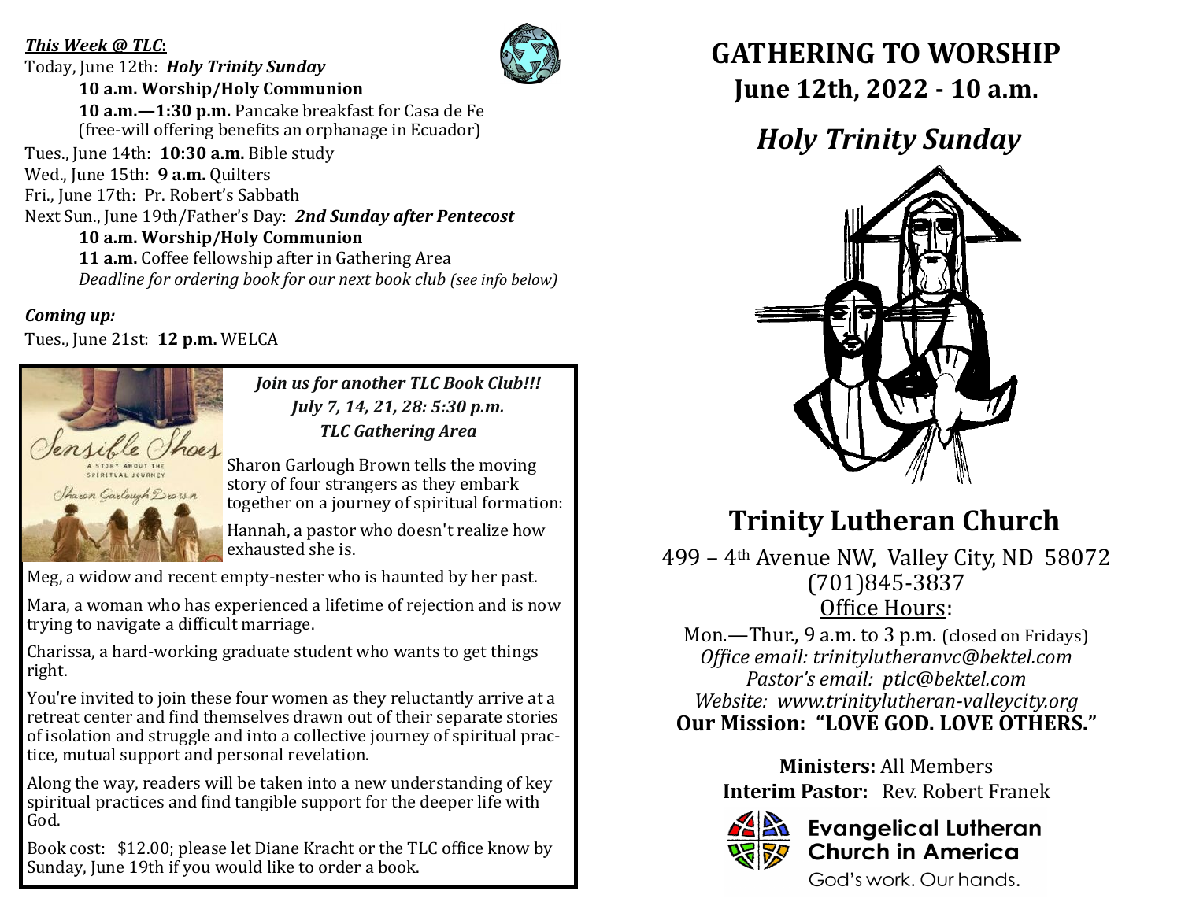***This Week @ TLC*:**

Today, June 12th: ***Holy Trinity Sunday***

**10 a.m. Worship/Holy Communion**

**10 a.m.—1:30 p.m.** Pancake breakfast for Casa de Fe (free-will offering benefits an orphanage in Ecuador)

Tues., June 14th: **10:30 a.m.** Bible study

Wed., June 15th: **9 a.m.** Quilters

Fri., June 17th: Pr. Robert's Sabbath

Next Sun., June 19th/Father's Day: ***2nd Sunday after Pentecost***

**10 a.m. Worship/Holy Communion**

**11 a.m.** Coffee fellowship after in Gathering Area

*Deadline for ordering book for our next book club (see info below)*

***Coming up:***

Tues., June 21st: **12 p.m.** WELCA

***Join us for another TLC Book Club!!!***
***July 7, 14, 21, 28: 5:30 p.m.***
***TLC Gathering Area***

Sharon Garlough Brown tells the moving story of four strangers as they embark together on a journey of spiritual formation:

Hannah, a pastor who doesn't realize how exhausted she is.

Meg, a widow and recent empty-nester who is haunted by her past.

Mara, a woman who has experienced a lifetime of rejection and is now trying to navigate a difficult marriage.

Charissa, a hard-working graduate student who wants to get things right.

You're invited to join these four women as they reluctantly arrive at a retreat center and find themselves drawn out of their separate stories of isolation and struggle and into a collective journey of spiritual practice, mutual support and personal revelation.

Along the way, readers will be taken into a new understanding of key spiritual practices and find tangible support for the deeper life with God.

Book cost: $12.00; please let Diane Kracht or the TLC office know by Sunday, June 19th if you would like to order a book.

# GATHERING TO WORSHIP
## June 12th, 2022 - 10 a.m.

## *Holy Trinity Sunday*

# Trinity Lutheran Church

499 – 4th Avenue NW, Valley City, ND 58072
(701)845-3837
Office Hours:
Mon.—Thur., 9 a.m. to 3 p.m. (closed on Fridays)
*Office email: trinitylutheranvc@bektel.com*
*Pastor's email: ptlc@bektel.com*
*Website: www.trinitylutheran-valleycity.org*
**Our Mission: "LOVE GOD. LOVE OTHERS."**

**Ministers:** All Members
**Interim Pastor:** Rev. Robert Franek

**Evangelical Lutheran Church in America**
God's work. Our hands.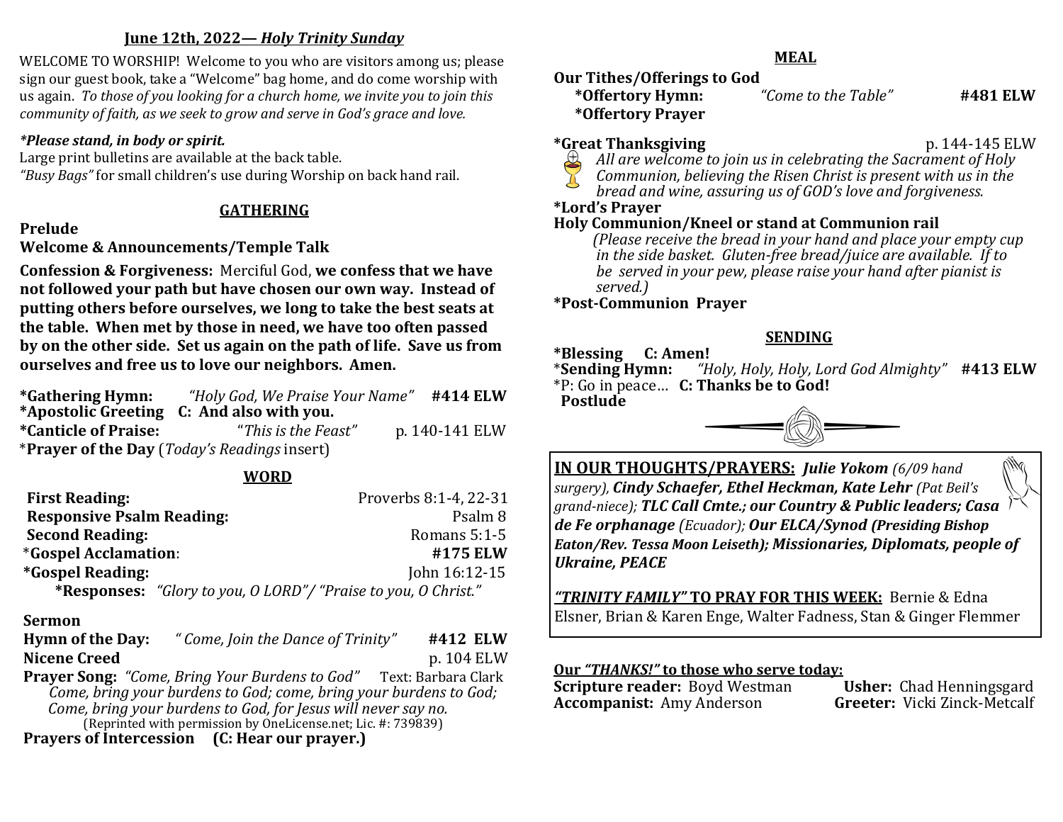## June 12th, 2022— *Holy Trinity Sunday*

WELCOME TO WORSHIP! Welcome to you who are visitors among us; please sign our guest book, take a "Welcome" bag home, and do come worship with us again. *To those of you looking for a church home, we invite you to join this community of faith, as we seek to grow and serve in God's grace and love.*

***Please stand, in body or spirit.***
Large print bulletins are available at the back table.
*"Busy Bags"* for small children's use during Worship on back hand rail.

### GATHERING

**Prelude**
**Welcome & Announcements/Temple Talk**

**Confession & Forgiveness:** Merciful God, **we confess that we have not followed your path but have chosen our own way. Instead of putting others before ourselves, we long to take the best seats at the table. When met by those in need, we have too often passed by on the other side. Set us again on the path of life. Save us from ourselves and free us to love our neighbors. Amen.**

**\*Gathering Hymn:** *"Holy God, We Praise Your Name"* **#414 ELW**
**\*Apostolic Greeting C: And also with you.**
**\*Canticle of Praise:** "*This is the Feast*" p. 140-141 ELW
\***Prayer of the Day** (*Today's Readings* insert)

### WORD

**First Reading:** Proverbs 8:1-4, 22-31
**Responsive Psalm Reading:** Psalm 8
**Second Reading:** Romans 5:1-5
\***Gospel Acclamation**: **#175 ELW**
**\*Gospel Reading:** John 16:12-15
**\*Responses:** *"Glory to you, O LORD"/ "Praise to you, O Christ."*

**Sermon**
**Hymn of the Day:** *" Come, Join the Dance of Trinity"* **#412 ELW**
**Nicene Creed** p. 104 ELW
**Prayer Song:** *"Come, Bring Your Burdens to God"* Text: Barbara Clark
*Come, bring your burdens to God; come, bring your burdens to God; Come, bring your burdens to God, for Jesus will never say no.*
(Reprinted with permission by OneLicense.net; Lic. #: 739839)
**Prayers of Intercession (C: Hear our prayer.)**

### MEAL

**Our Tithes/Offerings to God**
**\*Offertory Hymn:** *"Come to the Table"* **#481 ELW**
**\*Offertory Prayer**

**\*Great Thanksgiving** p. 144-145 ELW
*All are welcome to join us in celebrating the Sacrament of Holy Communion, believing the Risen Christ is present with us in the bread and wine, assuring us of GOD's love and forgiveness.*
**\*Lord's Prayer**
**Holy Communion/Kneel or stand at Communion rail**
*(Please receive the bread in your hand and place your empty cup in the side basket. Gluten-free bread/juice are available. If to be served in your pew, please raise your hand after pianist is served.)*
**\*Post-Communion Prayer**

### SENDING

**\*Blessing C: Amen!**
\***Sending Hymn:** *"Holy, Holy, Holy, Lord God Almighty"* **#413 ELW**
\*P: Go in peace… **C: Thanks be to God!**
**Postlude**

**IN OUR THOUGHTS/PRAYERS:** ***Julie Yokom*** *(6/09 hand surgery)*, ***Cindy Schaefer, Ethel Heckman, Kate Lehr*** *(Pat Beil's grand-niece)*; ***TLC Call Cmte.; our Country & Public leaders; Casa de Fe orphanage*** *(Ecuador)*; ***Our ELCA/Synod (Presiding Bishop Eaton/Rev. Tessa Moon Leiseth); Missionaries, Diplomats, people of Ukraine, PEACE***

***"TRINITY FAMILY"* TO PRAY FOR THIS WEEK:** Bernie & Edna Elsner, Brian & Karen Enge, Walter Fadness, Stan & Ginger Flemmer

**Our *"THANKS!"* to those who serve today:**
**Scripture reader:** Boyd Westman **Usher:** Chad Henningsgard
**Accompanist:** Amy Anderson **Greeter:** Vicki Zinck-Metcalf